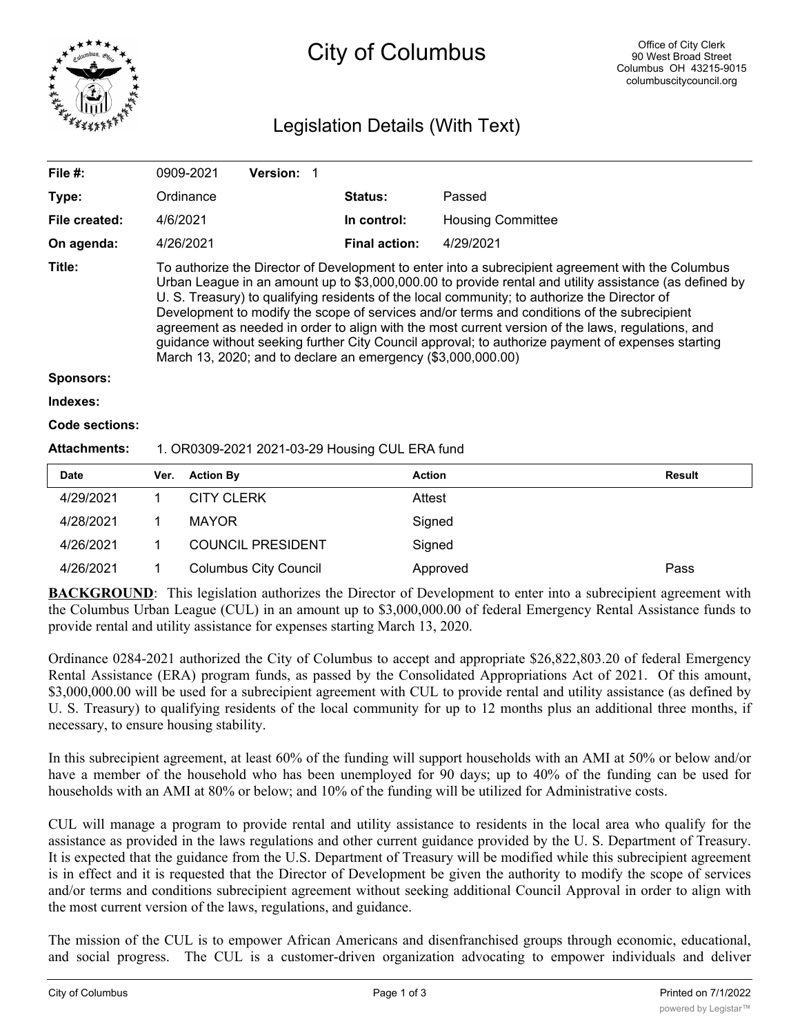# City of Columbus

Office of City Clerk
90 West Broad Street
Columbus OH 43215-9015
columbuscitycouncil.org

## Legislation Details (With Text)

| | | | |
|---|---|---|---|
| **File #:** | 0909-2021 **Version:** 1 | | |
| **Type:** | Ordinance | **Status:** | Passed |
| **File created:** | 4/6/2021 | **In control:** | Housing Committee |
| **On agenda:** | 4/26/2021 | **Final action:** | 4/29/2021 |

**Title:** To authorize the Director of Development to enter into a subrecipient agreement with the Columbus Urban League in an amount up to $3,000,000.00 to provide rental and utility assistance (as defined by U. S. Treasury) to qualifying residents of the local community; to authorize the Director of Development to modify the scope of services and/or terms and conditions of the subrecipient agreement as needed in order to align with the most current version of the laws, regulations, and guidance without seeking further City Council approval; to authorize payment of expenses starting March 13, 2020; and to declare an emergency ($3,000,000.00)

**Sponsors:**

**Indexes:**

**Code sections:**

**Attachments:** 1. OR0309-2021 2021-03-29 Housing CUL ERA fund

| Date | Ver. | Action By | Action | Result |
|---|---|---|---|---|
| 4/29/2021 | 1 | CITY CLERK | Attest | |
| 4/28/2021 | 1 | MAYOR | Signed | |
| 4/26/2021 | 1 | COUNCIL PRESIDENT | Signed | |
| 4/26/2021 | 1 | Columbus City Council | Approved | Pass |

**BACKGROUND**: This legislation authorizes the Director of Development to enter into a subrecipient agreement with the Columbus Urban League (CUL) in an amount up to $3,000,000.00 of federal Emergency Rental Assistance funds to provide rental and utility assistance for expenses starting March 13, 2020.

Ordinance 0284-2021 authorized the City of Columbus to accept and appropriate $26,822,803.20 of federal Emergency Rental Assistance (ERA) program funds, as passed by the Consolidated Appropriations Act of 2021. Of this amount, $3,000,000.00 will be used for a subrecipient agreement with CUL to provide rental and utility assistance (as defined by U. S. Treasury) to qualifying residents of the local community for up to 12 months plus an additional three months, if necessary, to ensure housing stability.

In this subrecipient agreement, at least 60% of the funding will support households with an AMI at 50% or below and/or have a member of the household who has been unemployed for 90 days; up to 40% of the funding can be used for households with an AMI at 80% or below; and 10% of the funding will be utilized for Administrative costs.

CUL will manage a program to provide rental and utility assistance to residents in the local area who qualify for the assistance as provided in the laws regulations and other current guidance provided by the U. S. Department of Treasury. It is expected that the guidance from the U.S. Department of Treasury will be modified while this subrecipient agreement is in effect and it is requested that the Director of Development be given the authority to modify the scope of services and/or terms and conditions subrecipient agreement without seeking additional Council Approval in order to align with the most current version of the laws, regulations, and guidance.

The mission of the CUL is to empower African Americans and disenfranchised groups through economic, educational, and social progress. The CUL is a customer-driven organization advocating to empower individuals and deliver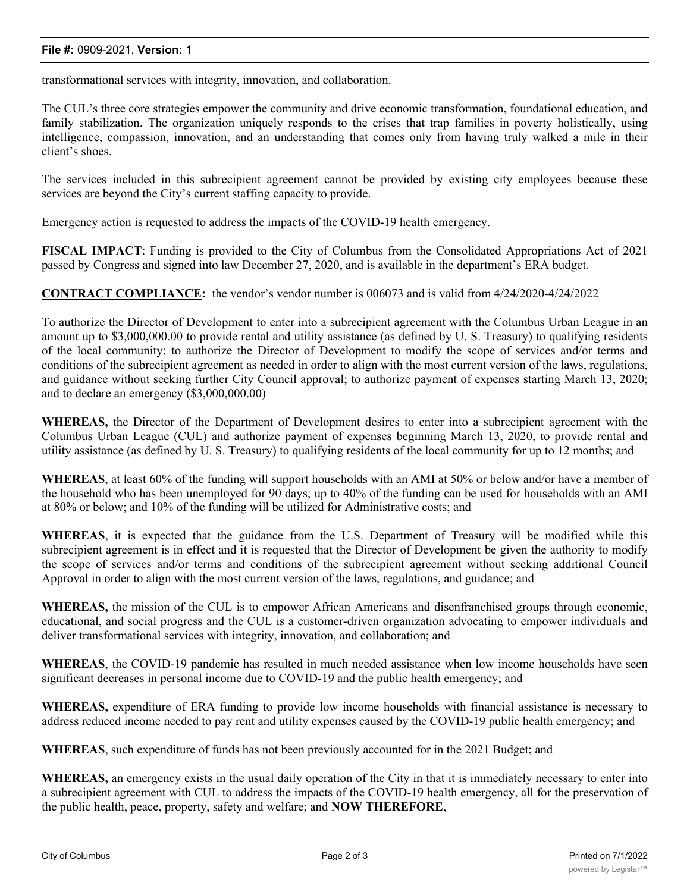transformational services with integrity, innovation, and collaboration.

The CUL's three core strategies empower the community and drive economic transformation, foundational education, and family stabilization. The organization uniquely responds to the crises that trap families in poverty holistically, using intelligence, compassion, innovation, and an understanding that comes only from having truly walked a mile in their client's shoes.

The services included in this subrecipient agreement cannot be provided by existing city employees because these services are beyond the City's current staffing capacity to provide.

Emergency action is requested to address the impacts of the COVID-19 health emergency.

**FISCAL IMPACT**: Funding is provided to the City of Columbus from the Consolidated Appropriations Act of 2021 passed by Congress and signed into law December 27, 2020, and is available in the department's ERA budget.

**CONTRACT COMPLIANCE:** the vendor's vendor number is 006073 and is valid from 4/24/2020-4/24/2022

To authorize the Director of Development to enter into a subrecipient agreement with the Columbus Urban League in an amount up to $3,000,000.00 to provide rental and utility assistance (as defined by U. S. Treasury) to qualifying residents of the local community; to authorize the Director of Development to modify the scope of services and/or terms and conditions of the subrecipient agreement as needed in order to align with the most current version of the laws, regulations, and guidance without seeking further City Council approval; to authorize payment of expenses starting March 13, 2020; and to declare an emergency ($3,000,000.00)

**WHEREAS,** the Director of the Department of Development desires to enter into a subrecipient agreement with the Columbus Urban League (CUL) and authorize payment of expenses beginning March 13, 2020, to provide rental and utility assistance (as defined by U. S. Treasury) to qualifying residents of the local community for up to 12 months; and

**WHEREAS**, at least 60% of the funding will support households with an AMI at 50% or below and/or have a member of the household who has been unemployed for 90 days; up to 40% of the funding can be used for households with an AMI at 80% or below; and 10% of the funding will be utilized for Administrative costs; and

**WHEREAS**, it is expected that the guidance from the U.S. Department of Treasury will be modified while this subrecipient agreement is in effect and it is requested that the Director of Development be given the authority to modify the scope of services and/or terms and conditions of the subrecipient agreement without seeking additional Council Approval in order to align with the most current version of the laws, regulations, and guidance; and

**WHEREAS,** the mission of the CUL is to empower African Americans and disenfranchised groups through economic, educational, and social progress and the CUL is a customer-driven organization advocating to empower individuals and deliver transformational services with integrity, innovation, and collaboration; and

**WHEREAS**, the COVID-19 pandemic has resulted in much needed assistance when low income households have seen significant decreases in personal income due to COVID-19 and the public health emergency; and

**WHEREAS,** expenditure of ERA funding to provide low income households with financial assistance is necessary to address reduced income needed to pay rent and utility expenses caused by the COVID-19 public health emergency; and

**WHEREAS**, such expenditure of funds has not been previously accounted for in the 2021 Budget; and

**WHEREAS,** an emergency exists in the usual daily operation of the City in that it is immediately necessary to enter into a subrecipient agreement with CUL to address the impacts of the COVID-19 health emergency, all for the preservation of the public health, peace, property, safety and welfare; and **NOW THEREFORE**,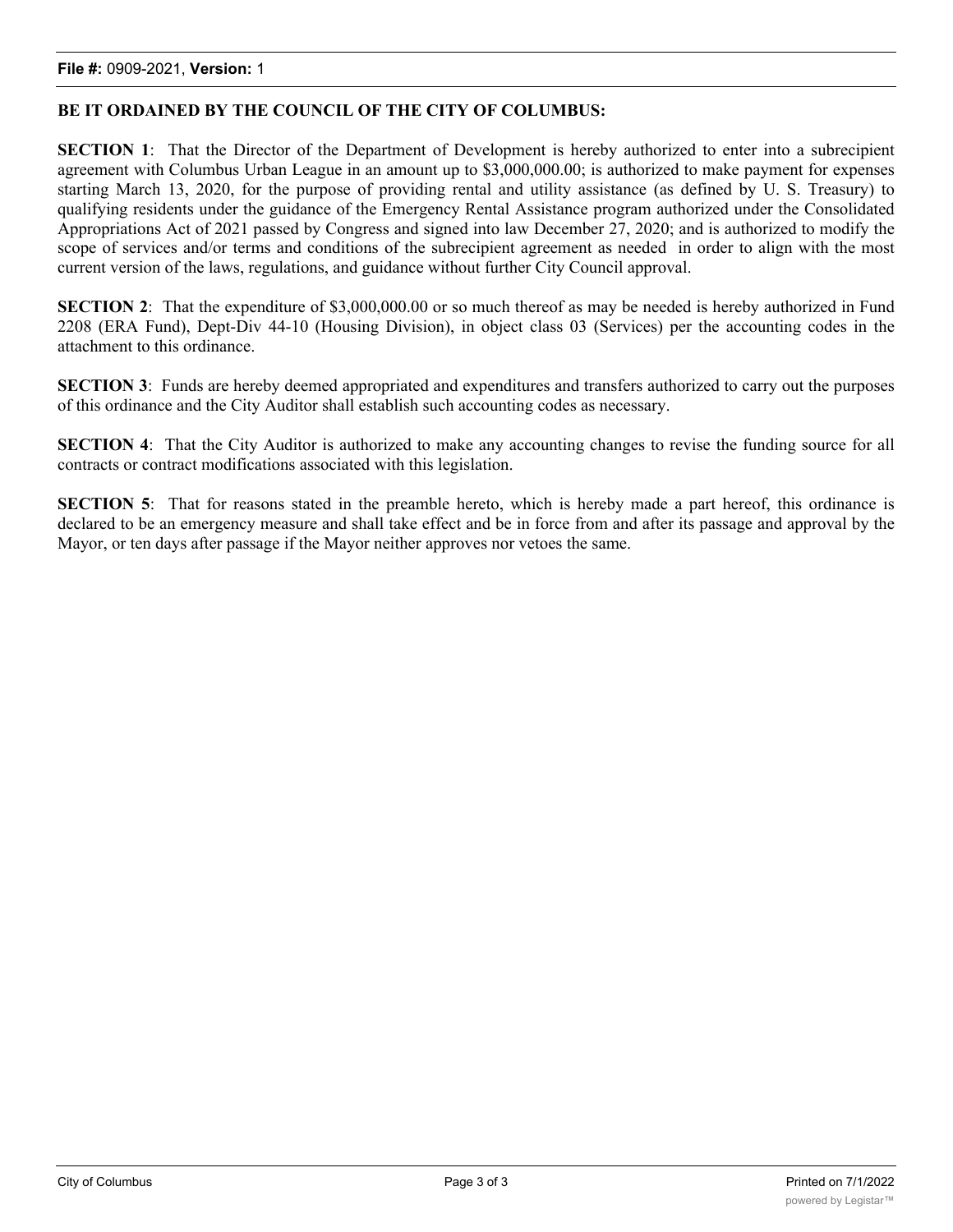**BE IT ORDAINED BY THE COUNCIL OF THE CITY OF COLUMBUS:**

**SECTION 1**: That the Director of the Department of Development is hereby authorized to enter into a subrecipient agreement with Columbus Urban League in an amount up to $3,000,000.00; is authorized to make payment for expenses starting March 13, 2020, for the purpose of providing rental and utility assistance (as defined by U. S. Treasury) to qualifying residents under the guidance of the Emergency Rental Assistance program authorized under the Consolidated Appropriations Act of 2021 passed by Congress and signed into law December 27, 2020; and is authorized to modify the scope of services and/or terms and conditions of the subrecipient agreement as needed in order to align with the most current version of the laws, regulations, and guidance without further City Council approval.

**SECTION 2**: That the expenditure of $3,000,000.00 or so much thereof as may be needed is hereby authorized in Fund 2208 (ERA Fund), Dept-Div 44-10 (Housing Division), in object class 03 (Services) per the accounting codes in the attachment to this ordinance.

**SECTION 3**: Funds are hereby deemed appropriated and expenditures and transfers authorized to carry out the purposes of this ordinance and the City Auditor shall establish such accounting codes as necessary.

**SECTION 4**: That the City Auditor is authorized to make any accounting changes to revise the funding source for all contracts or contract modifications associated with this legislation.

**SECTION 5**: That for reasons stated in the preamble hereto, which is hereby made a part hereof, this ordinance is declared to be an emergency measure and shall take effect and be in force from and after its passage and approval by the Mayor, or ten days after passage if the Mayor neither approves nor vetoes the same.